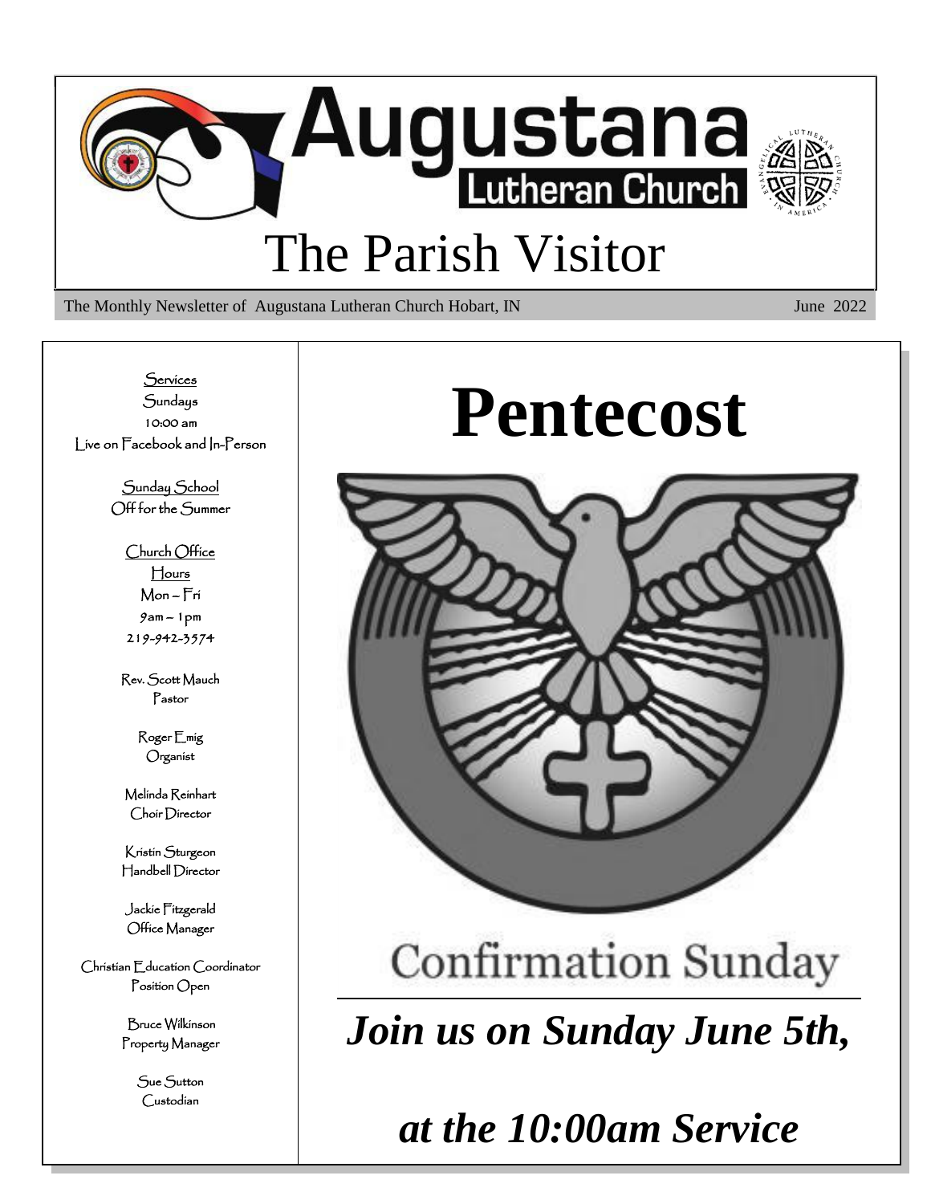# Augustana Lutheran Church

# The Parish Visitor

The Monthly Newsletter of Augustana Lutheran Church Hobart, IN June 2022

Services
Sundays
10:00 am
Live on Facebook and In-Person

Sunday School
Off for the Summer

Church Office
Hours
Mon – Fri
9am – 1pm
219-942-3574

Rev. Scott Mauch
Pastor

Roger Emig
Organist

Melinda Reinhart
Choir Director

Kristin Sturgeon
Handbell Director

Jackie Fitzgerald
Office Manager

Christian Education Coordinator
Position Open

Bruce Wilkinson
Property Manager

Sue Sutton
Custodian

# Pentecost

## Confirmation Sunday

***Join us on Sunday June 5th,***

***at the 10:00am Service***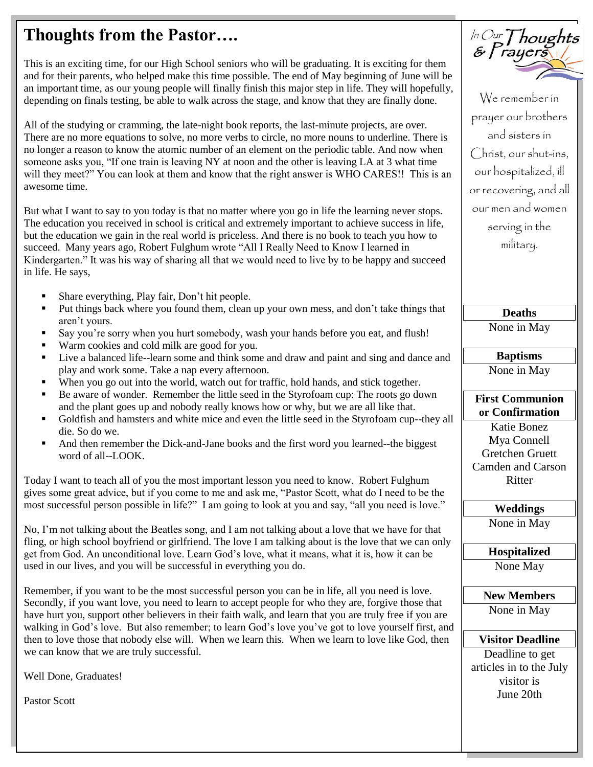# Thoughts from the Pastor….

This is an exciting time, for our High School seniors who will be graduating. It is exciting for them and for their parents, who helped make this time possible. The end of May beginning of June will be an important time, as our young people will finally finish this major step in life. They will hopefully, depending on finals testing, be able to walk across the stage, and know that they are finally done.

All of the studying or cramming, the late-night book reports, the last-minute projects, are over. There are no more equations to solve, no more verbs to circle, no more nouns to underline. There is no longer a reason to know the atomic number of an element on the periodic table. And now when someone asks you, "If one train is leaving NY at noon and the other is leaving LA at 3 what time will they meet?" You can look at them and know that the right answer is WHO CARES!! This is an awesome time.

But what I want to say to you today is that no matter where you go in life the learning never stops. The education you received in school is critical and extremely important to achieve success in life, but the education we gain in the real world is priceless. And there is no book to teach you how to succeed. Many years ago, Robert Fulghum wrote "All I Really Need to Know I learned in Kindergarten." It was his way of sharing all that we would need to live by to be happy and succeed in life. He says,

- Share everything, Play fair, Don't hit people.
- Put things back where you found them, clean up your own mess, and don't take things that aren't yours.
- Say you're sorry when you hurt somebody, wash your hands before you eat, and flush!
- Warm cookies and cold milk are good for you.
- Live a balanced life--learn some and think some and draw and paint and sing and dance and play and work some. Take a nap every afternoon.
- When you go out into the world, watch out for traffic, hold hands, and stick together.
- Be aware of wonder. Remember the little seed in the Styrofoam cup: The roots go down and the plant goes up and nobody really knows how or why, but we are all like that.
- Goldfish and hamsters and white mice and even the little seed in the Styrofoam cup--they all die. So do we.
- And then remember the Dick-and-Jane books and the first word you learned--the biggest word of all--LOOK.

Today I want to teach all of you the most important lesson you need to know. Robert Fulghum gives some great advice, but if you come to me and ask me, "Pastor Scott, what do I need to be the most successful person possible in life?" I am going to look at you and say, "all you need is love."

No, I'm not talking about the Beatles song, and I am not talking about a love that we have for that fling, or high school boyfriend or girlfriend. The love I am talking about is the love that we can only get from God. An unconditional love. Learn God's love, what it means, what it is, how it can be used in our lives, and you will be successful in everything you do.

Remember, if you want to be the most successful person you can be in life, all you need is love. Secondly, if you want love, you need to learn to accept people for who they are, forgive those that have hurt you, support other believers in their faith walk, and learn that you are truly free if you are walking in God's love. But also remember; to learn God's love you've got to love yourself first, and then to love those that nobody else will. When we learn this. When we learn to love like God, then we can know that we are truly successful.

Well Done, Graduates!

Pastor Scott

## In Our Thoughts & Prayers

We remember in prayer our brothers and sisters in Christ, our shut-ins, our hospitalized, ill or recovering, and all our men and women serving in the military.

**Deaths**

None in May

**Baptisms**

None in May

**First Communion or Confirmation**

Katie Bonez
Mya Connell
Gretchen Gruett
Camden and Carson Ritter

**Weddings**

None in May

**Hospitalized**

None May

**New Members**

None in May

**Visitor Deadline**

Deadline to get articles in to the July visitor is June 20th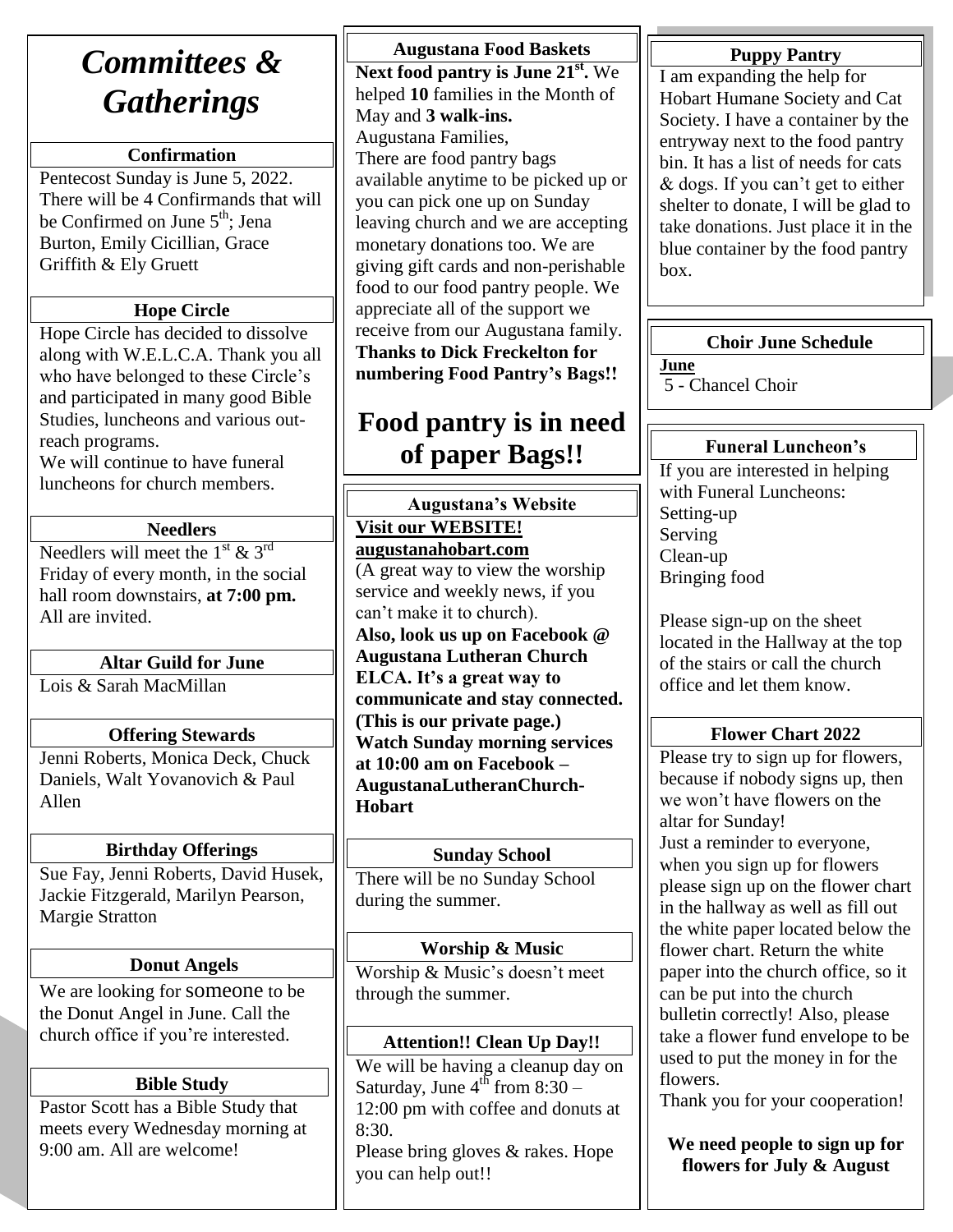# *Committees & Gatherings*

### Confirmation

Pentecost Sunday is June 5, 2022. There will be 4 Confirmands that will be Confirmed on June 5th; Jena Burton, Emily Cicillian, Grace Griffith & Ely Gruett

### Hope Circle

Hope Circle has decided to dissolve along with W.E.L.C.A. Thank you all who have belonged to these Circle's and participated in many good Bible Studies, luncheons and various out-reach programs.

We will continue to have funeral luncheons for church members.

### Needlers

Needlers will meet the 1st & 3rd Friday of every month, in the social hall room downstairs, **at 7:00 pm.** All are invited.

### Altar Guild for June

Lois & Sarah MacMillan

### Offering Stewards

Jenni Roberts, Monica Deck, Chuck Daniels, Walt Yovanovich & Paul Allen

### Birthday Offerings

Sue Fay, Jenni Roberts, David Husek, Jackie Fitzgerald, Marilyn Pearson, Margie Stratton

### Donut Angels

We are looking for someone to be the Donut Angel in June. Call the church office if you're interested.

### Bible Study

Pastor Scott has a Bible Study that meets every Wednesday morning at 9:00 am. All are welcome!

### Augustana Food Baskets

**Next food pantry is June 21st.** We helped **10** families in the Month of May and **3 walk-ins.**

Augustana Families,

There are food pantry bags available anytime to be picked up or you can pick one up on Sunday leaving church and we are accepting monetary donations too. We are giving gift cards and non-perishable food to our food pantry people. We appreciate all of the support we receive from our Augustana family. **Thanks to Dick Freckelton for numbering Food Pantry's Bags!!**

## Food pantry is in need of paper Bags!!

### Augustana's Website

**Visit our WEBSITE!**
**augustanahobart.com**

(A great way to view the worship service and weekly news, if you can't make it to church).

**Also, look us up on Facebook @ Augustana Lutheran Church ELCA. It's a great way to communicate and stay connected. (This is our private page.) Watch Sunday morning services at 10:00 am on Facebook – AugustanaLutheranChurch-Hobart**

### Sunday School

There will be no Sunday School during the summer.

### Worship & Music

Worship & Music's doesn't meet through the summer.

### Attention!! Clean Up Day!!

We will be having a cleanup day on Saturday, June 4th from 8:30 – 12:00 pm with coffee and donuts at 8:30.

Please bring gloves & rakes. Hope you can help out!!

### Puppy Pantry

I am expanding the help for Hobart Humane Society and Cat Society. I have a container by the entryway next to the food pantry bin. It has a list of needs for cats & dogs. If you can't get to either shelter to donate, I will be glad to take donations. Just place it in the blue container by the food pantry box.

### Choir June Schedule

**June**

5 - Chancel Choir

### Funeral Luncheon's

If you are interested in helping with Funeral Luncheons:

Setting-up
Serving
Clean-up
Bringing food

Please sign-up on the sheet located in the Hallway at the top of the stairs or call the church office and let them know.

### Flower Chart 2022

Please try to sign up for flowers, because if nobody signs up, then we won't have flowers on the altar for Sunday!

Just a reminder to everyone, when you sign up for flowers please sign up on the flower chart in the hallway as well as fill out the white paper located below the flower chart. Return the white paper into the church office, so it can be put into the church bulletin correctly! Also, please take a flower fund envelope to be used to put the money in for the flowers.

Thank you for your cooperation!

**We need people to sign up for flowers for July & August**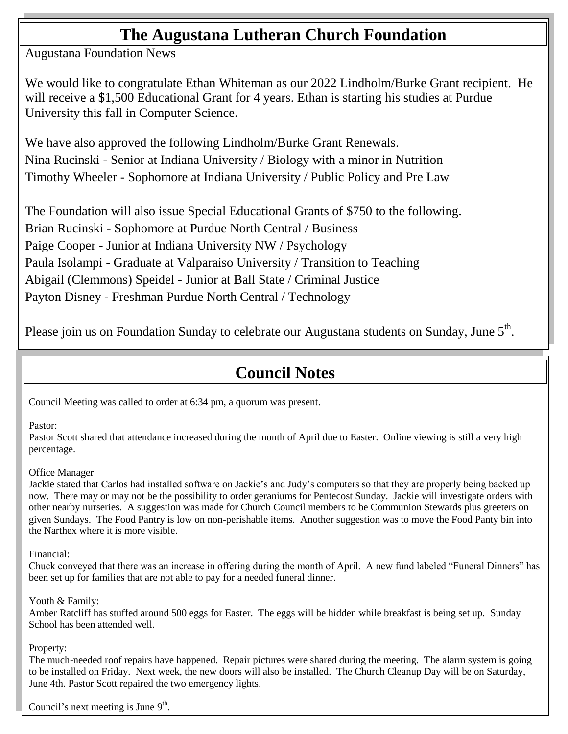# The Augustana Lutheran Church Foundation

Augustana Foundation News

We would like to congratulate Ethan Whiteman as our 2022 Lindholm/Burke Grant recipient. He will receive a $1,500 Educational Grant for 4 years. Ethan is starting his studies at Purdue University this fall in Computer Science.

We have also approved the following Lindholm/Burke Grant Renewals.
Nina Rucinski - Senior at Indiana University / Biology with a minor in Nutrition
Timothy Wheeler - Sophomore at Indiana University / Public Policy and Pre Law

The Foundation will also issue Special Educational Grants of $750 to the following.
Brian Rucinski - Sophomore at Purdue North Central / Business
Paige Cooper - Junior at Indiana University NW / Psychology
Paula Isolampi - Graduate at Valparaiso University / Transition to Teaching
Abigail (Clemmons) Speidel - Junior at Ball State / Criminal Justice
Payton Disney - Freshman Purdue North Central / Technology

Please join us on Foundation Sunday to celebrate our Augustana students on Sunday, June 5th.

# Council Notes

Council Meeting was called to order at 6:34 pm, a quorum was present.

Pastor:
Pastor Scott shared that attendance increased during the month of April due to Easter. Online viewing is still a very high percentage.

Office Manager
Jackie stated that Carlos had installed software on Jackie's and Judy's computers so that they are properly being backed up now. There may or may not be the possibility to order geraniums for Pentecost Sunday. Jackie will investigate orders with other nearby nurseries. A suggestion was made for Church Council members to be Communion Stewards plus greeters on given Sundays. The Food Pantry is low on non-perishable items. Another suggestion was to move the Food Panty bin into the Narthex where it is more visible.

Financial:
Chuck conveyed that there was an increase in offering during the month of April. A new fund labeled "Funeral Dinners" has been set up for families that are not able to pay for a needed funeral dinner.

Youth & Family:
Amber Ratcliff has stuffed around 500 eggs for Easter. The eggs will be hidden while breakfast is being set up. Sunday School has been attended well.

Property:
The much-needed roof repairs have happened. Repair pictures were shared during the meeting. The alarm system is going to be installed on Friday. Next week, the new doors will also be installed. The Church Cleanup Day will be on Saturday, June 4th. Pastor Scott repaired the two emergency lights.

Council's next meeting is June 9th.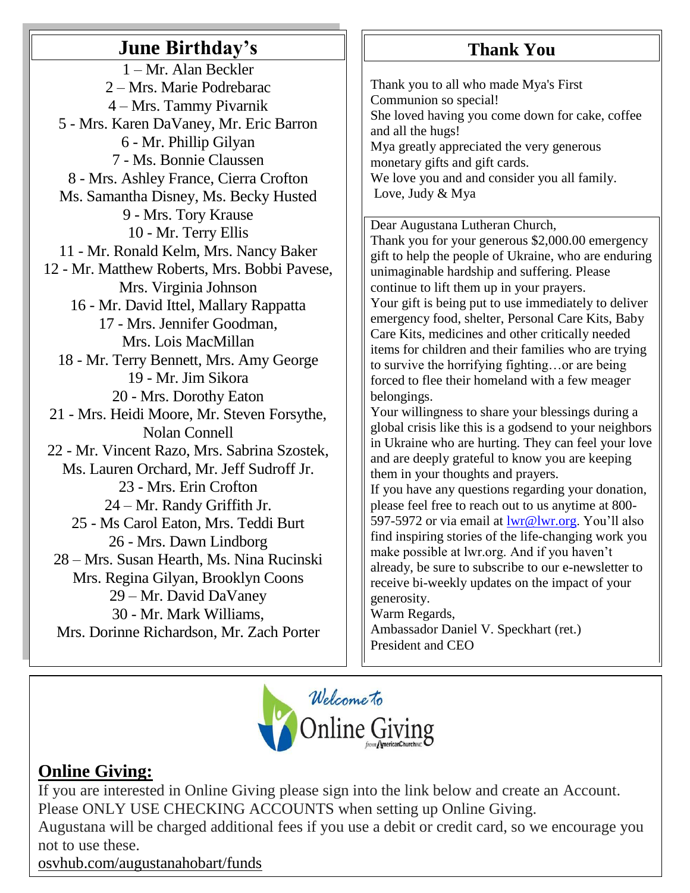## June Birthday's

1 – Mr. Alan Beckler
2 – Mrs. Marie Podrebarac
4 – Mrs. Tammy Pivarnik
5 - Mrs. Karen DaVaney, Mr. Eric Barron
6 - Mr. Phillip Gilyan
7 - Ms. Bonnie Claussen
8 - Mrs. Ashley France, Cierra Crofton
Ms. Samantha Disney, Ms. Becky Husted
9 - Mrs. Tory Krause
10 - Mr. Terry Ellis
11 - Mr. Ronald Kelm, Mrs. Nancy Baker
12 - Mr. Matthew Roberts, Mrs. Bobbi Pavese,
Mrs. Virginia Johnson
16 - Mr. David Ittel, Mallary Rappatta
17 - Mrs. Jennifer Goodman,
Mrs. Lois MacMillan
18 - Mr. Terry Bennett, Mrs. Amy George
19 - Mr. Jim Sikora
20 - Mrs. Dorothy Eaton
21 - Mrs. Heidi Moore, Mr. Steven Forsythe,
Nolan Connell
22 - Mr. Vincent Razo, Mrs. Sabrina Szostek,
Ms. Lauren Orchard, Mr. Jeff Sudroff Jr.
23 - Mrs. Erin Crofton
24 – Mr. Randy Griffith Jr.
25 - Ms Carol Eaton, Mrs. Teddi Burt
26 - Mrs. Dawn Lindborg
28 – Mrs. Susan Hearth, Ms. Nina Rucinski
Mrs. Regina Gilyan, Brooklyn Coons
29 – Mr. David DaVaney
30 - Mr. Mark Williams,
Mrs. Dorinne Richardson, Mr. Zach Porter

## Thank You

Thank you to all who made Mya's First Communion so special!
She loved having you come down for cake, coffee and all the hugs!
Mya greatly appreciated the very generous monetary gifts and gift cards.
We love you and and consider you all family.
Love, Judy & Mya

Dear Augustana Lutheran Church,
Thank you for your generous $2,000.00 emergency gift to help the people of Ukraine, who are enduring unimaginable hardship and suffering. Please continue to lift them up in your prayers.
Your gift is being put to use immediately to deliver emergency food, shelter, Personal Care Kits, Baby Care Kits, medicines and other critically needed items for children and their families who are trying to survive the horrifying fighting…or are being forced to flee their homeland with a few meager belongings.
Your willingness to share your blessings during a global crisis like this is a godsend to your neighbors in Ukraine who are hurting. They can feel your love and are deeply grateful to know you are keeping them in your thoughts and prayers.
If you have any questions regarding your donation, please feel free to reach out to us anytime at 800-597-5972 or via email at lwr@lwr.org. You'll also find inspiring stories of the life-changing work you make possible at lwr.org. And if you haven't already, be sure to subscribe to our e-newsletter to receive bi-weekly updates on the impact of your generosity.
Warm Regards,
Ambassador Daniel V. Speckhart (ret.)
President and CEO

Welcome to Online Giving

## Online Giving:

If you are interested in Online Giving please sign into the link below and create an Account. Please ONLY USE CHECKING ACCOUNTS when setting up Online Giving.
Augustana will be charged additional fees if you use a debit or credit card, so we encourage you not to use these.
osvhub.com/augustanahobart/funds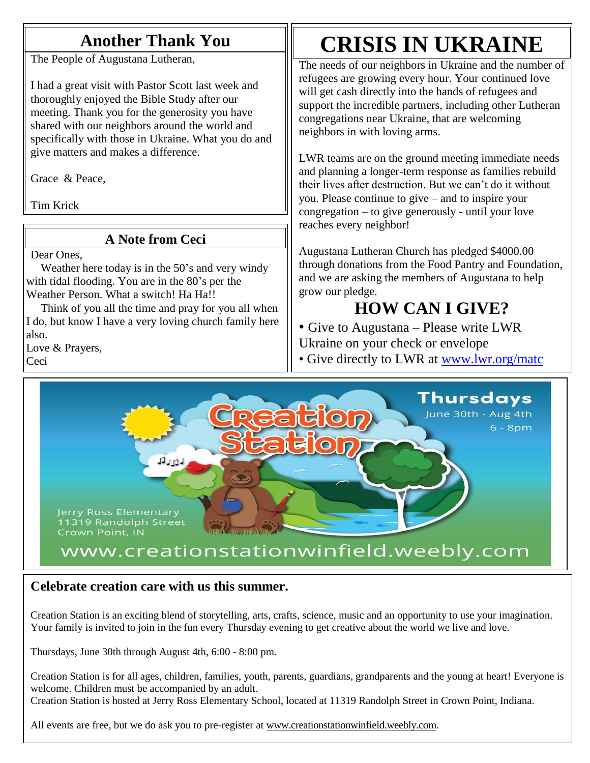## Another Thank You

The People of Augustana Lutheran,

I had a great visit with Pastor Scott last week and thoroughly enjoyed the Bible Study after our meeting. Thank you for the generosity you have shared with our neighbors around the world and specifically with those in Ukraine. What you do and give matters and makes a difference.

Grace & Peace,

Tim Krick

## A Note from Ceci

Dear Ones,

Weather here today is in the 50's and very windy with tidal flooding. You are in the 80's per the Weather Person. What a switch! Ha Ha!!

Think of you all the time and pray for you all when I do, but know I have a very loving church family here also.

Love & Prayers,
Ceci

# CRISIS IN UKRAINE

The needs of our neighbors in Ukraine and the number of refugees are growing every hour. Your continued love will get cash directly into the hands of refugees and support the incredible partners, including other Lutheran congregations near Ukraine, that are welcoming neighbors in with loving arms.

LWR teams are on the ground meeting immediate needs and planning a longer-term response as families rebuild their lives after destruction. But we can't do it without you. Please continue to give – and to inspire your congregation – to give generously - until your love reaches every neighbor!

Augustana Lutheran Church has pledged $4000.00 through donations from the Food Pantry and Foundation, and we are asking the members of Augustana to help grow our pledge.

## HOW CAN I GIVE?

- Give to Augustana – Please write LWR Ukraine on your check or envelope
- Give directly to LWR at www.lwr.org/matc

## Creation Station

**Thursdays**
June 30th - Aug 4th
6 - 8pm

Jerry Ross Elementary
11319 Randolph Street
Crown Point, IN

www.creationstationwinfield.weebly.com

**Celebrate creation care with us this summer.**

Creation Station is an exciting blend of storytelling, arts, crafts, science, music and an opportunity to use your imagination. Your family is invited to join in the fun every Thursday evening to get creative about the world we live and love.

Thursdays, June 30th through August 4th, 6:00 - 8:00 pm.

Creation Station is for all ages, children, families, youth, parents, guardians, grandparents and the young at heart! Everyone is welcome. Children must be accompanied by an adult.
Creation Station is hosted at Jerry Ross Elementary School, located at 11319 Randolph Street in Crown Point, Indiana.

All events are free, but we do ask you to pre-register at www.creationstationwinfield.weebly.com.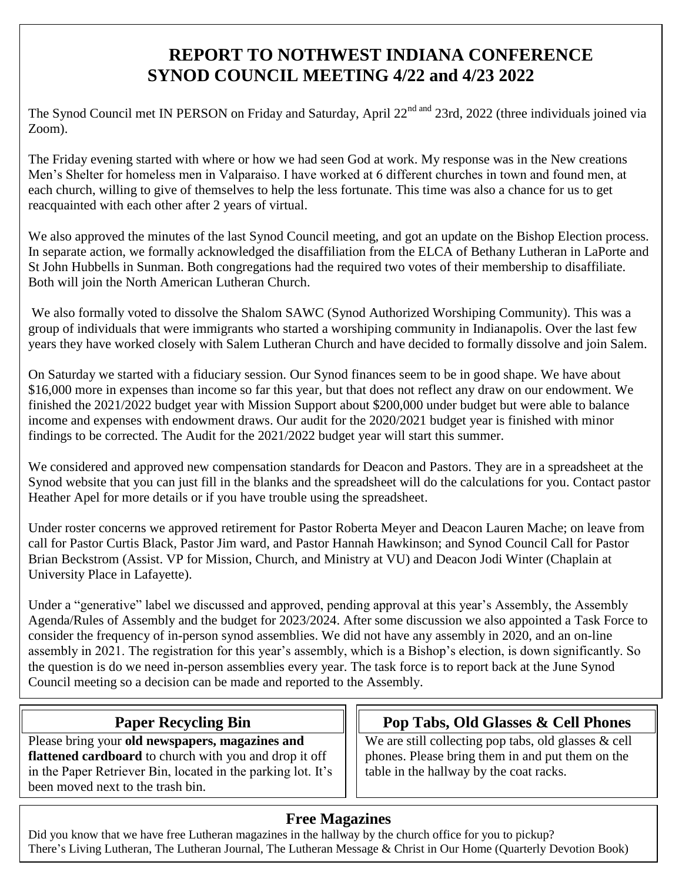# REPORT TO NOTHWEST INDIANA CONFERENCE SYNOD COUNCIL MEETING 4/22 and 4/23 2022

The Synod Council met IN PERSON on Friday and Saturday, April 22nd and 23rd, 2022 (three individuals joined via Zoom).

The Friday evening started with where or how we had seen God at work. My response was in the New creations Men's Shelter for homeless men in Valparaiso. I have worked at 6 different churches in town and found men, at each church, willing to give of themselves to help the less fortunate. This time was also a chance for us to get reacquainted with each other after 2 years of virtual.

We also approved the minutes of the last Synod Council meeting, and got an update on the Bishop Election process. In separate action, we formally acknowledged the disaffiliation from the ELCA of Bethany Lutheran in LaPorte and St John Hubbells in Sunman. Both congregations had the required two votes of their membership to disaffiliate. Both will join the North American Lutheran Church.

We also formally voted to dissolve the Shalom SAWC (Synod Authorized Worshiping Community). This was a group of individuals that were immigrants who started a worshiping community in Indianapolis. Over the last few years they have worked closely with Salem Lutheran Church and have decided to formally dissolve and join Salem.

On Saturday we started with a fiduciary session. Our Synod finances seem to be in good shape. We have about $16,000 more in expenses than income so far this year, but that does not reflect any draw on our endowment. We finished the 2021/2022 budget year with Mission Support about $200,000 under budget but were able to balance income and expenses with endowment draws. Our audit for the 2020/2021 budget year is finished with minor findings to be corrected. The Audit for the 2021/2022 budget year will start this summer.

We considered and approved new compensation standards for Deacon and Pastors. They are in a spreadsheet at the Synod website that you can just fill in the blanks and the spreadsheet will do the calculations for you. Contact pastor Heather Apel for more details or if you have trouble using the spreadsheet.

Under roster concerns we approved retirement for Pastor Roberta Meyer and Deacon Lauren Mache; on leave from call for Pastor Curtis Black, Pastor Jim ward, and Pastor Hannah Hawkinson; and Synod Council Call for Pastor Brian Beckstrom (Assist. VP for Mission, Church, and Ministry at VU) and Deacon Jodi Winter (Chaplain at University Place in Lafayette).

Under a "generative" label we discussed and approved, pending approval at this year's Assembly, the Assembly Agenda/Rules of Assembly and the budget for 2023/2024. After some discussion we also appointed a Task Force to consider the frequency of in-person synod assemblies. We did not have any assembly in 2020, and an on-line assembly in 2021. The registration for this year's assembly, which is a Bishop's election, is down significantly. So the question is do we need in-person assemblies every year. The task force is to report back at the June Synod Council meeting so a decision can be made and reported to the Assembly.

## Paper Recycling Bin

Please bring your **old newspapers, magazines and flattened cardboard** to church with you and drop it off in the Paper Retriever Bin, located in the parking lot. It's been moved next to the trash bin.

## Pop Tabs, Old Glasses & Cell Phones

We are still collecting pop tabs, old glasses & cell phones. Please bring them in and put them on the table in the hallway by the coat racks.

## Free Magazines

Did you know that we have free Lutheran magazines in the hallway by the church office for you to pickup? There's Living Lutheran, The Lutheran Journal, The Lutheran Message & Christ in Our Home (Quarterly Devotion Book)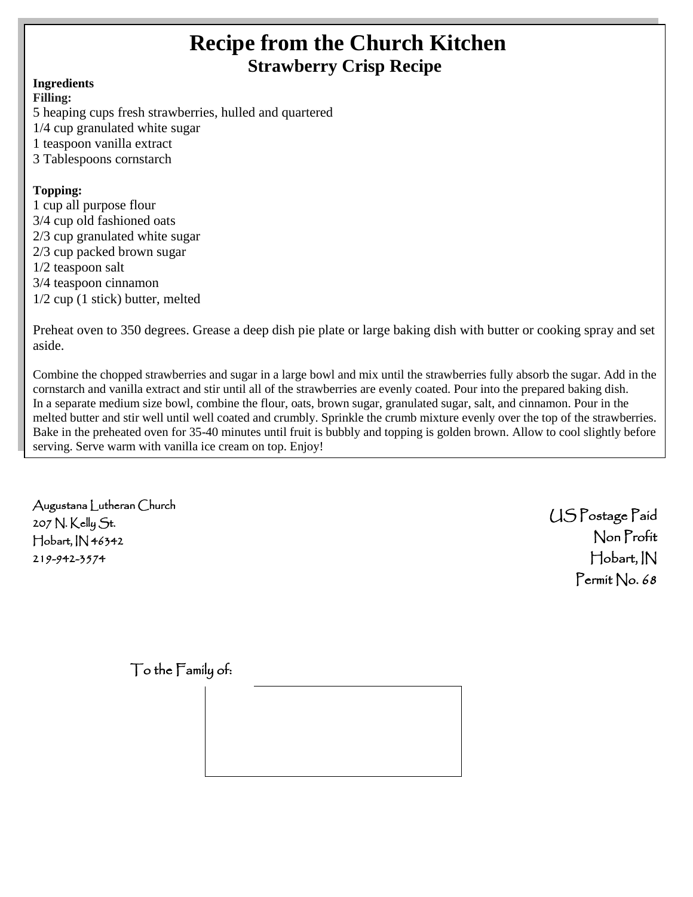# Recipe from the Church Kitchen

## Strawberry Crisp Recipe

**Ingredients**

**Filling:**

5 heaping cups fresh strawberries, hulled and quartered
1/4 cup granulated white sugar
1 teaspoon vanilla extract
3 Tablespoons cornstarch

**Topping:**

1 cup all purpose flour
3/4 cup old fashioned oats
2/3 cup granulated white sugar
2/3 cup packed brown sugar
1/2 teaspoon salt
3/4 teaspoon cinnamon
1/2 cup (1 stick) butter, melted

Preheat oven to 350 degrees. Grease a deep dish pie plate or large baking dish with butter or cooking spray and set aside.

Combine the chopped strawberries and sugar in a large bowl and mix until the strawberries fully absorb the sugar. Add in the cornstarch and vanilla extract and stir until all of the strawberries are evenly coated. Pour into the prepared baking dish. In a separate medium size bowl, combine the flour, oats, brown sugar, granulated sugar, salt, and cinnamon. Pour in the melted butter and stir well until well coated and crumbly. Sprinkle the crumb mixture evenly over the top of the strawberries. Bake in the preheated oven for 35-40 minutes until fruit is bubbly and topping is golden brown. Allow to cool slightly before serving. Serve warm with vanilla ice cream on top. Enjoy!

Augustana Lutheran Church
207 N. Kelly St.
Hobart, IN 46342
219-942-3574

US Postage Paid
Non Profit
Hobart, IN
Permit No. 68

To the Family of: